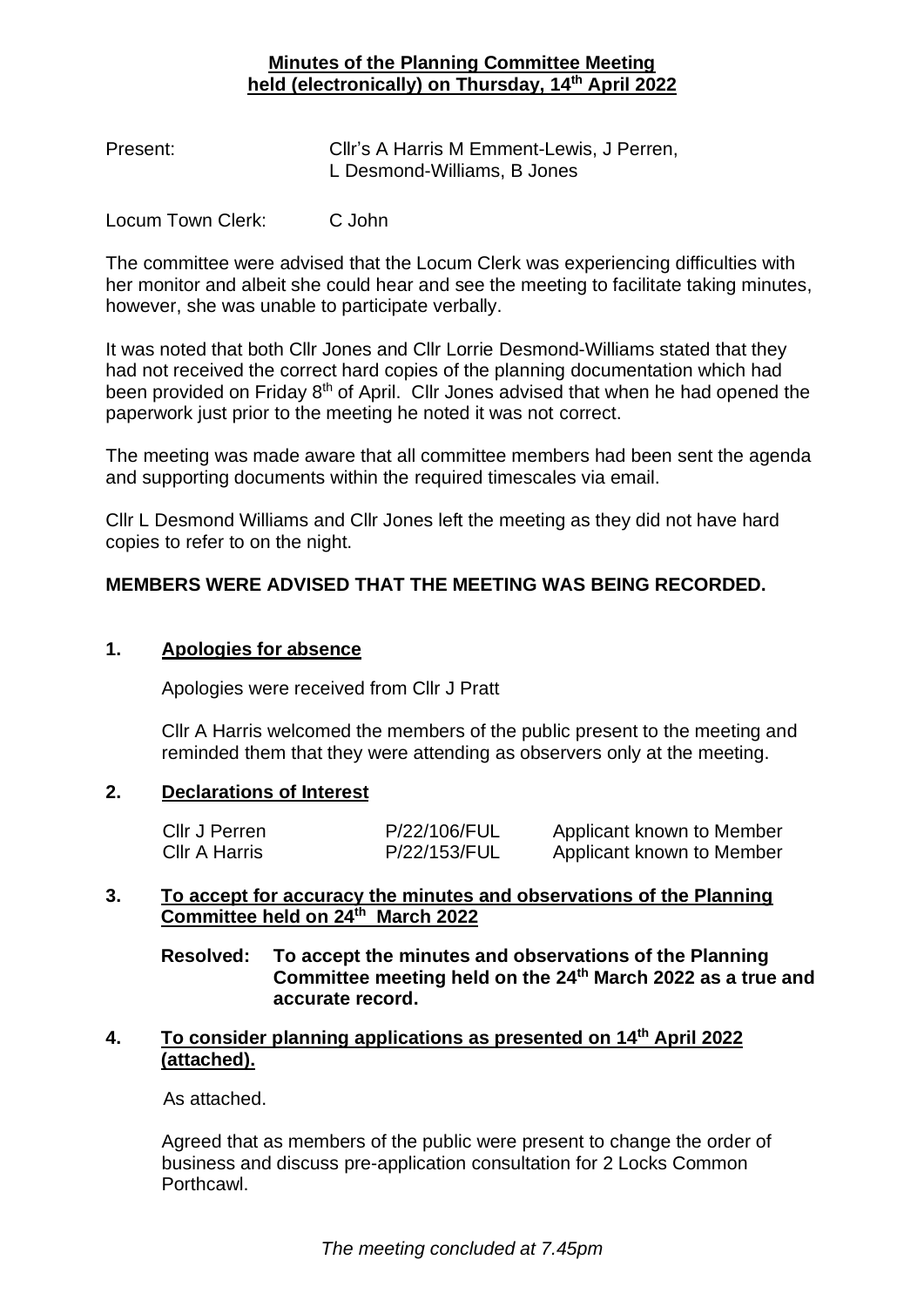**Minutes of the Planning Committee Meeting held (electronically) on Thursday, 14th April 2022**

Present: Cllr's A Harris M Emment-Lewis, J Perren, L Desmond-Williams, B Jones

Locum Town Clerk: C John

The committee were advised that the Locum Clerk was experiencing difficulties with her monitor and albeit she could hear and see the meeting to facilitate taking minutes, however, she was unable to participate verbally.

It was noted that both Cllr Jones and Cllr Lorrie Desmond-Williams stated that they had not received the correct hard copies of the planning documentation which had been provided on Friday 8th of April. Cllr Jones advised that when he had opened the paperwork just prior to the meeting he noted it was not correct.

The meeting was made aware that all committee members had been sent the agenda and supporting documents within the required timescales via email.

Cllr L Desmond Williams and Cllr Jones left the meeting as they did not have hard copies to refer to on the night.

**MEMBERS WERE ADVISED THAT THE MEETING WAS BEING RECORDED.**

## 1. Apologies for absence

Apologies were received from Cllr J Pratt

Cllr A Harris welcomed the members of the public present to the meeting and reminded them that they were attending as observers only at the meeting.

## 2. Declarations of Interest

| | | |
|---|---|---|
| Cllr J Perren | P/22/106/FUL | Applicant known to Member |
| Cllr A Harris | P/22/153/FUL | Applicant known to Member |

## 3. To accept for accuracy the minutes and observations of the Planning Committee held on 24th March 2022

**Resolved: To accept the minutes and observations of the Planning Committee meeting held on the 24th March 2022 as a true and accurate record.**

## 4. To consider planning applications as presented on 14th April 2022 (attached).

As attached.

Agreed that as members of the public were present to change the order of business and discuss pre-application consultation for 2 Locks Common Porthcawl.

*The meeting concluded at 7.45pm*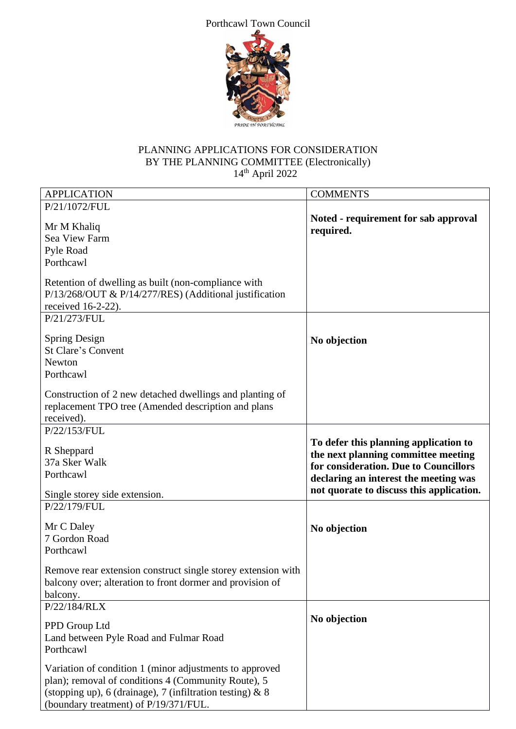Porthcawl Town Council

PLANNING APPLICATIONS FOR CONSIDERATION
BY THE PLANNING COMMITTEE (Electronically)
14th April 2022

| APPLICATION | COMMENTS |
| --- | --- |
| P/21/1072/FUL<br><br>Mr M Khaliq<br>Sea View Farm<br>Pyle Road<br>Porthcawl<br><br>Retention of dwelling as built (non-compliance with P/13/268/OUT & P/14/277/RES) (Additional justification received 16-2-22). | **Noted - requirement for sab approval required.** |
| P/21/273/FUL<br><br>Spring Design<br>St Clare's Convent<br>Newton<br>Porthcawl<br><br>Construction of 2 new detached dwellings and planting of replacement TPO tree (Amended description and plans received). | **No objection** |
| P/22/153/FUL<br><br>R Sheppard<br>37a Sker Walk<br>Porthcawl<br><br>Single storey side extension. | **To defer this planning application to the next planning committee meeting for consideration. Due to Councillors declaring an interest the meeting was not quorate to discuss this application.** |
| P/22/179/FUL<br><br>Mr C Daley<br>7 Gordon Road<br>Porthcawl<br><br>Remove rear extension construct single storey extension with balcony over; alteration to front dormer and provision of balcony. | **No objection** |
| P/22/184/RLX<br><br>PPD Group Ltd<br>Land between Pyle Road and Fulmar Road<br>Porthcawl<br><br>Variation of condition 1 (minor adjustments to approved plan); removal of conditions 4 (Community Route), 5 (stopping up), 6 (drainage), 7 (infiltration testing) & 8 (boundary treatment) of P/19/371/FUL. | **No objection** |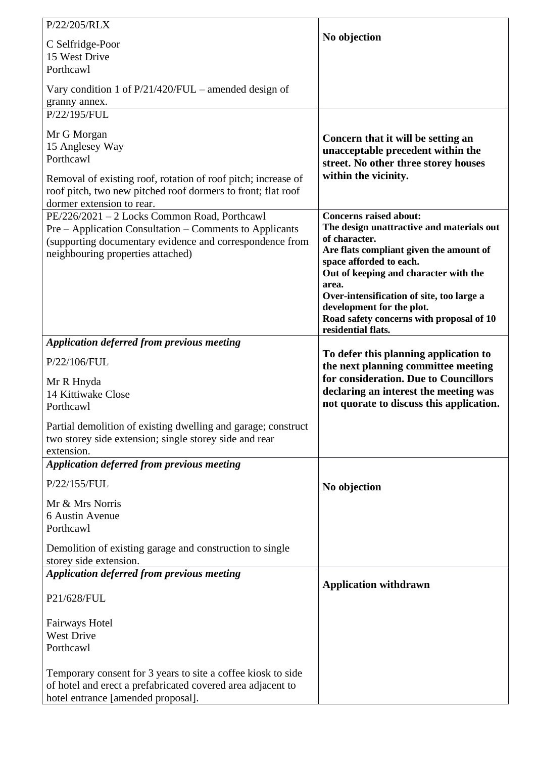| | |
|---|---|
| P/22/205/RLX<br><br>C Selfridge-Poor<br>15 West Drive<br>Porthcawl<br><br>Vary condition 1 of P/21/420/FUL – amended design of granny annex. | **No objection** |
| P/22/195/FUL<br><br>Mr G Morgan<br>15 Anglesey Way<br>Porthcawl<br><br>Removal of existing roof, rotation of roof pitch; increase of roof pitch, two new pitched roof dormers to front; flat roof dormer extension to rear. | **Concern that it will be setting an unacceptable precedent within the street. No other three storey houses within the vicinity.** |
| PE/226/2021 – 2 Locks Common Road, Porthcawl<br>Pre – Application Consultation – Comments to Applicants (supporting documentary evidence and correspondence from neighbouring properties attached) | **Concerns raised about:**<br>**The design unattractive and materials out of character.**<br>**Are flats compliant given the amount of space afforded to each.**<br>**Out of keeping and character with the area.**<br>**Over-intensification of site, too large a development for the plot.**<br>**Road safety concerns with proposal of 10 residential flats.** |
| ***Application deferred from previous meeting***<br><br>P/22/106/FUL<br><br>Mr R Hnyda<br>14 Kittiwake Close<br>Porthcawl<br><br>Partial demolition of existing dwelling and garage; construct two storey side extension; single storey side and rear extension. | **To defer this planning application to the next planning committee meeting for consideration. Due to Councillors declaring an interest the meeting was not quorate to discuss this application.** |
| ***Application deferred from previous meeting***<br><br>P/22/155/FUL<br><br>Mr & Mrs Norris<br>6 Austin Avenue<br>Porthcawl<br><br>Demolition of existing garage and construction to single storey side extension. | **No objection** |
| ***Application deferred from previous meeting***<br><br>P21/628/FUL<br><br>Fairways Hotel<br>West Drive<br>Porthcawl<br><br>Temporary consent for 3 years to site a coffee kiosk to side of hotel and erect a prefabricated covered area adjacent to hotel entrance [amended proposal]. | **Application withdrawn** |